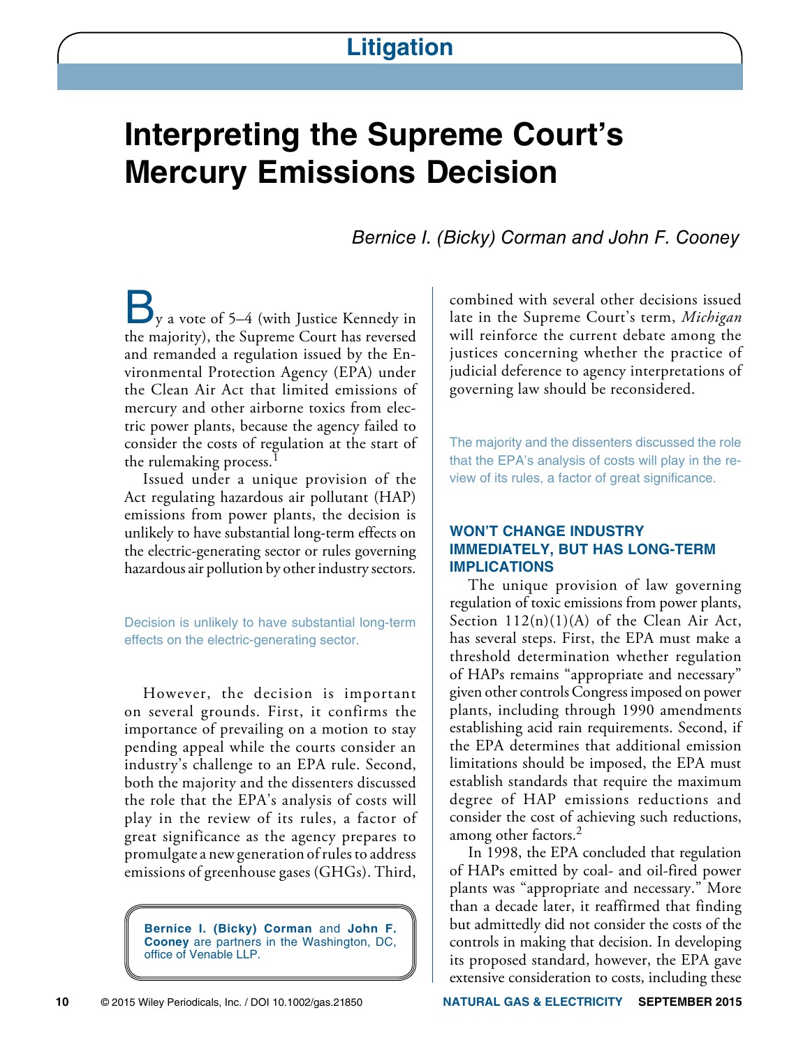# Litigation

# Interpreting the Supreme Court's Mercury Emissions Decision

*Bernice I. (Bicky) Corman and John F. Cooney*

By a vote of 5–4 (with Justice Kennedy in the majority), the Supreme Court has reversed and remanded a regulation issued by the Environmental Protection Agency (EPA) under the Clean Air Act that limited emissions of mercury and other airborne toxics from electric power plants, because the agency failed to consider the costs of regulation at the start of the rulemaking process.[1]

Issued under a unique provision of the Act regulating hazardous air pollutant (HAP) emissions from power plants, the decision is unlikely to have substantial long-term effects on the electric-generating sector or rules governing hazardous air pollution by other industry sectors.

> Decision is unlikely to have substantial long-term effects on the electric-generating sector.

However, the decision is important on several grounds. First, it confirms the importance of prevailing on a motion to stay pending appeal while the courts consider an industry's challenge to an EPA rule. Second, both the majority and the dissenters discussed the role that the EPA's analysis of costs will play in the review of its rules, a factor of great significance as the agency prepares to promulgate a new generation of rules to address emissions of greenhouse gases (GHGs). Third, combined with several other decisions issued late in the Supreme Court's term, *Michigan* will reinforce the current debate among the justices concerning whether the practice of judicial deference to agency interpretations of governing law should be reconsidered.

> The majority and the dissenters discussed the role that the EPA's analysis of costs will play in the review of its rules, a factor of great significance.

**Bernice I. (Bicky) Corman** and **John F. Cooney** are partners in the Washington, DC, office of Venable LLP.

## WON'T CHANGE INDUSTRY IMMEDIATELY, BUT HAS LONG-TERM IMPLICATIONS

The unique provision of law governing regulation of toxic emissions from power plants, Section 112(n)(1)(A) of the Clean Air Act, has several steps. First, the EPA must make a threshold determination whether regulation of HAPs remains "appropriate and necessary" given other controls Congress imposed on power plants, including through 1990 amendments establishing acid rain requirements. Second, if the EPA determines that additional emission limitations should be imposed, the EPA must establish standards that require the maximum degree of HAP emissions reductions and consider the cost of achieving such reductions, among other factors.[2]

In 1998, the EPA concluded that regulation of HAPs emitted by coal- and oil-fired power plants was "appropriate and necessary." More than a decade later, it reaffirmed that finding but admittedly did not consider the costs of the controls in making that decision. In developing its proposed standard, however, the EPA gave extensive consideration to costs, including these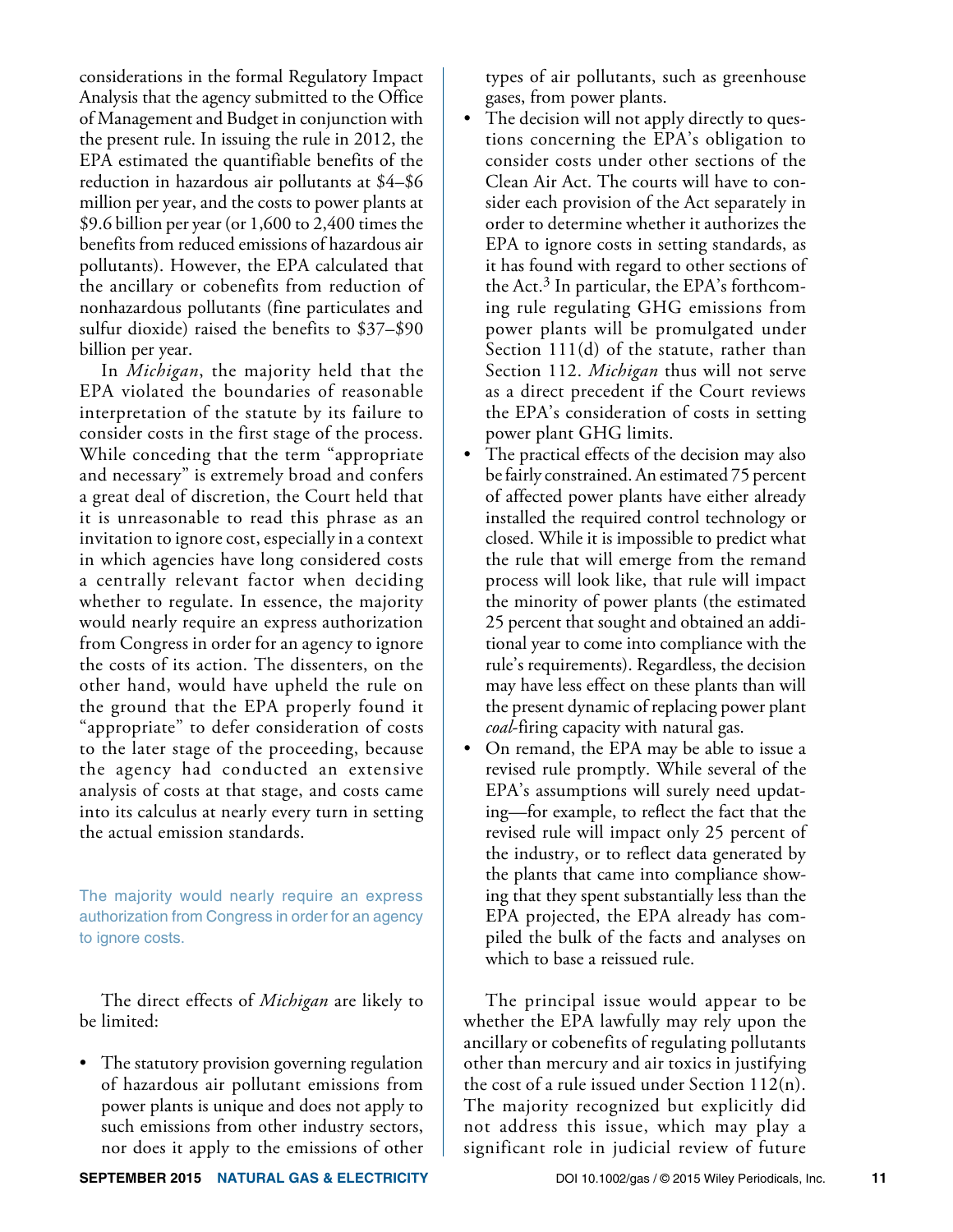considerations in the formal Regulatory Impact Analysis that the agency submitted to the Office of Management and Budget in conjunction with the present rule. In issuing the rule in 2012, the EPA estimated the quantifiable benefits of the reduction in hazardous air pollutants at $4–$6 million per year, and the costs to power plants at $9.6 billion per year (or 1,600 to 2,400 times the benefits from reduced emissions of hazardous air pollutants). However, the EPA calculated that the ancillary or cobenefits from reduction of nonhazardous pollutants (fine particulates and sulfur dioxide) raised the benefits to $37–$90 billion per year.

In *Michigan*, the majority held that the EPA violated the boundaries of reasonable interpretation of the statute by its failure to consider costs in the first stage of the process. While conceding that the term "appropriate and necessary" is extremely broad and confers a great deal of discretion, the Court held that it is unreasonable to read this phrase as an invitation to ignore cost, especially in a context in which agencies have long considered costs a centrally relevant factor when deciding whether to regulate. In essence, the majority would nearly require an express authorization from Congress in order for an agency to ignore the costs of its action. The dissenters, on the other hand, would have upheld the rule on the ground that the EPA properly found it "appropriate" to defer consideration of costs to the later stage of the proceeding, because the agency had conducted an extensive analysis of costs at that stage, and costs came into its calculus at nearly every turn in setting the actual emission standards.

The majority would nearly require an express authorization from Congress in order for an agency to ignore costs.

The direct effects of *Michigan* are likely to be limited:

- The statutory provision governing regulation of hazardous air pollutant emissions from power plants is unique and does not apply to such emissions from other industry sectors, nor does it apply to the emissions of other types of air pollutants, such as greenhouse gases, from power plants.
- The decision will not apply directly to questions concerning the EPA's obligation to consider costs under other sections of the Clean Air Act. The courts will have to consider each provision of the Act separately in order to determine whether it authorizes the EPA to ignore costs in setting standards, as it has found with regard to other sections of the Act.[3] In particular, the EPA's forthcoming rule regulating GHG emissions from power plants will be promulgated under Section 111(d) of the statute, rather than Section 112. *Michigan* thus will not serve as a direct precedent if the Court reviews the EPA's consideration of costs in setting power plant GHG limits.
- The practical effects of the decision may also be fairly constrained. An estimated 75 percent of affected power plants have either already installed the required control technology or closed. While it is impossible to predict what the rule that will emerge from the remand process will look like, that rule will impact the minority of power plants (the estimated 25 percent that sought and obtained an additional year to come into compliance with the rule's requirements). Regardless, the decision may have less effect on these plants than will the present dynamic of replacing power plant *coal*-firing capacity with natural gas.
- On remand, the EPA may be able to issue a revised rule promptly. While several of the EPA's assumptions will surely need updating—for example, to reflect the fact that the revised rule will impact only 25 percent of the industry, or to reflect data generated by the plants that came into compliance showing that they spent substantially less than the EPA projected, the EPA already has compiled the bulk of the facts and analyses on which to base a reissued rule.

The principal issue would appear to be whether the EPA lawfully may rely upon the ancillary or cobenefits of regulating pollutants other than mercury and air toxics in justifying the cost of a rule issued under Section 112(n). The majority recognized but explicitly did not address this issue, which may play a significant role in judicial review of future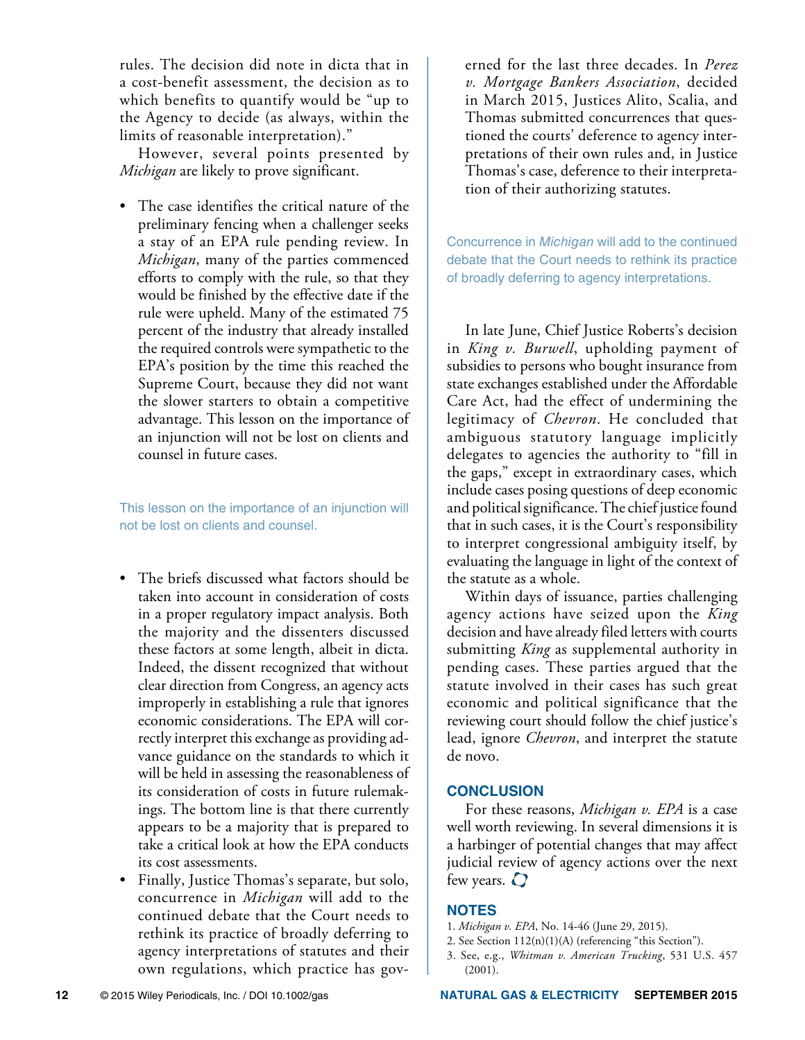rules. The decision did note in dicta that in a cost-benefit assessment, the decision as to which benefits to quantify would be "up to the Agency to decide (as always, within the limits of reasonable interpretation)."

However, several points presented by *Michigan* are likely to prove significant.

- The case identifies the critical nature of the preliminary fencing when a challenger seeks a stay of an EPA rule pending review. In *Michigan*, many of the parties commenced efforts to comply with the rule, so that they would be finished by the effective date if the rule were upheld. Many of the estimated 75 percent of the industry that already installed the required controls were sympathetic to the EPA's position by the time this reached the Supreme Court, because they did not want the slower starters to obtain a competitive advantage. This lesson on the importance of an injunction will not be lost on clients and counsel in future cases.

> This lesson on the importance of an injunction will not be lost on clients and counsel.

- The briefs discussed what factors should be taken into account in consideration of costs in a proper regulatory impact analysis. Both the majority and the dissenters discussed these factors at some length, albeit in dicta. Indeed, the dissent recognized that without clear direction from Congress, an agency acts improperly in establishing a rule that ignores economic considerations. The EPA will correctly interpret this exchange as providing advance guidance on the standards to which it will be held in assessing the reasonableness of its consideration of costs in future rulemakings. The bottom line is that there currently appears to be a majority that is prepared to take a critical look at how the EPA conducts its cost assessments.
- Finally, Justice Thomas's separate, but solo, concurrence in *Michigan* will add to the continued debate that the Court needs to rethink its practice of broadly deferring to agency interpretations of statutes and their own regulations, which practice has governed for the last three decades. In *Perez v. Mortgage Bankers Association*, decided in March 2015, Justices Alito, Scalia, and Thomas submitted concurrences that questioned the courts' deference to agency interpretations of their own rules and, in Justice Thomas's case, deference to their interpretation of their authorizing statutes.

> Concurrence in *Michigan* will add to the continued debate that the Court needs to rethink its practice of broadly deferring to agency interpretations.

In late June, Chief Justice Roberts's decision in *King v. Burwell*, upholding payment of subsidies to persons who bought insurance from state exchanges established under the Affordable Care Act, had the effect of undermining the legitimacy of *Chevron*. He concluded that ambiguous statutory language implicitly delegates to agencies the authority to "fill in the gaps," except in extraordinary cases, which include cases posing questions of deep economic and political significance. The chief justice found that in such cases, it is the Court's responsibility to interpret congressional ambiguity itself, by evaluating the language in light of the context of the statute as a whole.

Within days of issuance, parties challenging agency actions have seized upon the *King* decision and have already filed letters with courts submitting *King* as supplemental authority in pending cases. These parties argued that the statute involved in their cases has such great economic and political significance that the reviewing court should follow the chief justice's lead, ignore *Chevron*, and interpret the statute de novo.

## CONCLUSION

For these reasons, *Michigan v. EPA* is a case well worth reviewing. In several dimensions it is a harbinger of potential changes that may affect judicial review of agency actions over the next few years.

## NOTES

1. *Michigan v. EPA*, No. 14-46 (June 29, 2015).
2. See Section 112(n)(1)(A) (referencing "this Section").
3. See, e.g., *Whitman v. American Trucking*, 531 U.S. 457 (2001).